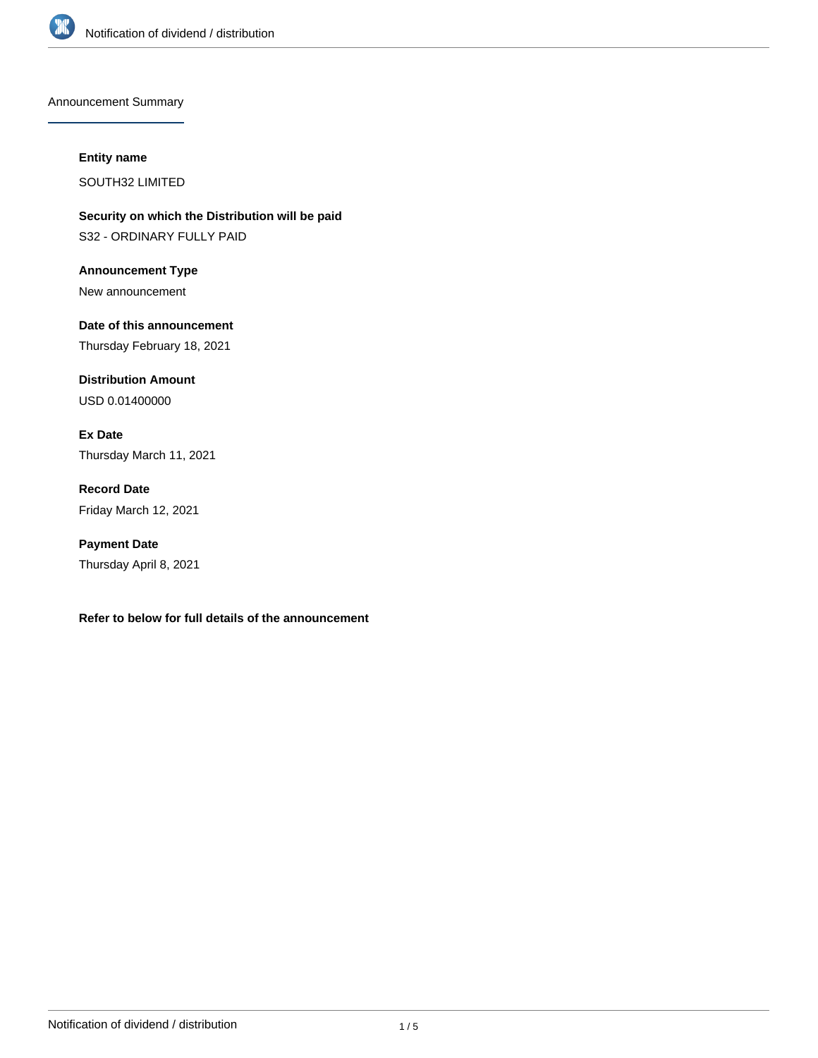## Announcement Summary

**Entity name**

SOUTH32 LIMITED

**Security on which the Distribution will be paid**

S32 - ORDINARY FULLY PAID

**Announcement Type**

New announcement

**Date of this announcement**

Thursday February 18, 2021

**Distribution Amount**

USD 0.01400000

**Ex Date**

Thursday March 11, 2021

**Record Date**

Friday March 12, 2021

**Payment Date**

Thursday April 8, 2021

**Refer to below for full details of the announcement**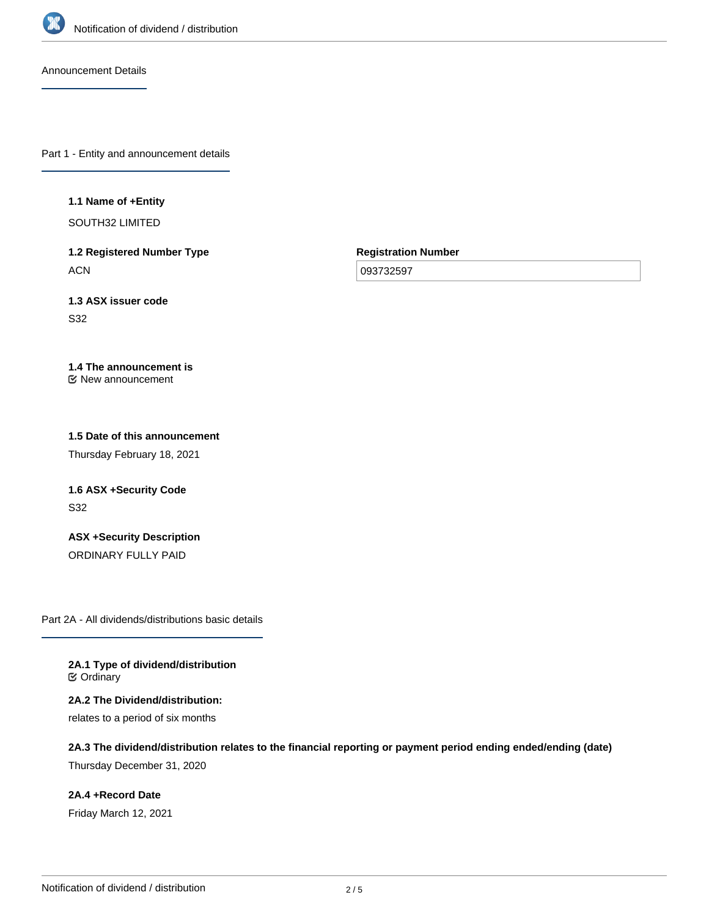## Announcement Details

### Part 1 - Entity and announcement details

**1.1 Name of +Entity**

SOUTH32 LIMITED

**1.2 Registered Number Type**

ACN

**Registration Number**

093732597

**1.3 ASX issuer code**

S32

**1.4 The announcement is**

☑ New announcement

**1.5 Date of this announcement**

Thursday February 18, 2021

**1.6 ASX +Security Code**

S32

**ASX +Security Description**

ORDINARY FULLY PAID

### Part 2A - All dividends/distributions basic details

**2A.1 Type of dividend/distribution**

☑ Ordinary

**2A.2 The Dividend/distribution:**

relates to a period of six months

**2A.3 The dividend/distribution relates to the financial reporting or payment period ending ended/ending (date)**

Thursday December 31, 2020

**2A.4 +Record Date**

Friday March 12, 2021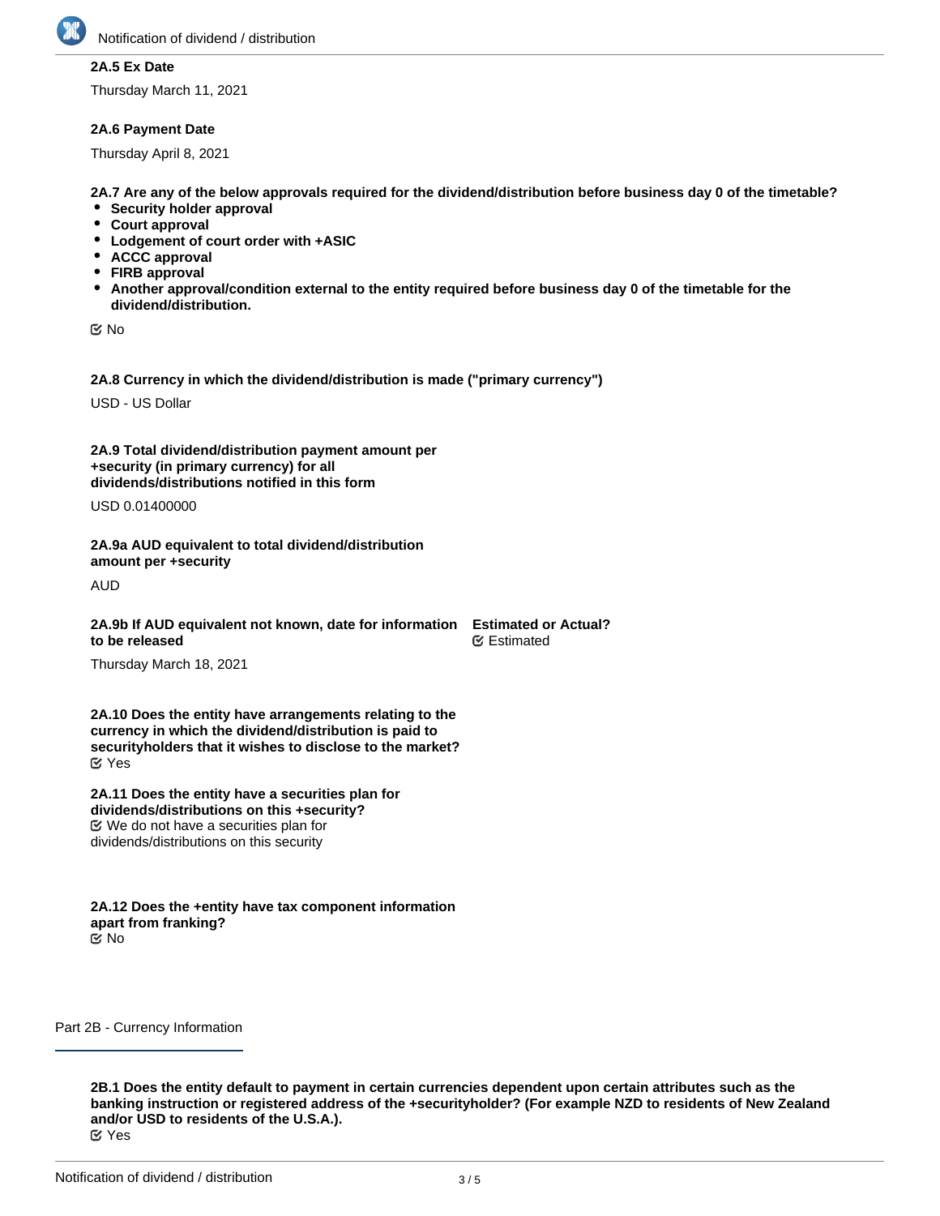**2A.5 Ex Date**

Thursday March 11, 2021

**2A.6 Payment Date**

Thursday April 8, 2021

**2A.7 Are any of the below approvals required for the dividend/distribution before business day 0 of the timetable?**

- **Security holder approval**
- **Court approval**
- **Lodgement of court order with +ASIC**
- **ACCC approval**
- **FIRB approval**
- **Another approval/condition external to the entity required before business day 0 of the timetable for the dividend/distribution.**

☑ No

**2A.8 Currency in which the dividend/distribution is made ("primary currency")**

USD - US Dollar

**2A.9 Total dividend/distribution payment amount per +security (in primary currency) for all dividends/distributions notified in this form**

USD 0.01400000

**2A.9a AUD equivalent to total dividend/distribution amount per +security**

AUD

**2A.9b If AUD equivalent not known, date for information to be released**

Thursday March 18, 2021

**Estimated or Actual?**

☑ Estimated

**2A.10 Does the entity have arrangements relating to the currency in which the dividend/distribution is paid to securityholders that it wishes to disclose to the market?**

☑ Yes

**2A.11 Does the entity have a securities plan for dividends/distributions on this +security?**

☑ We do not have a securities plan for dividends/distributions on this security

**2A.12 Does the +entity have tax component information apart from franking?**

☑ No

## Part 2B - Currency Information

**2B.1 Does the entity default to payment in certain currencies dependent upon certain attributes such as the banking instruction or registered address of the +securityholder? (For example NZD to residents of New Zealand and/or USD to residents of the U.S.A.).**

☑ Yes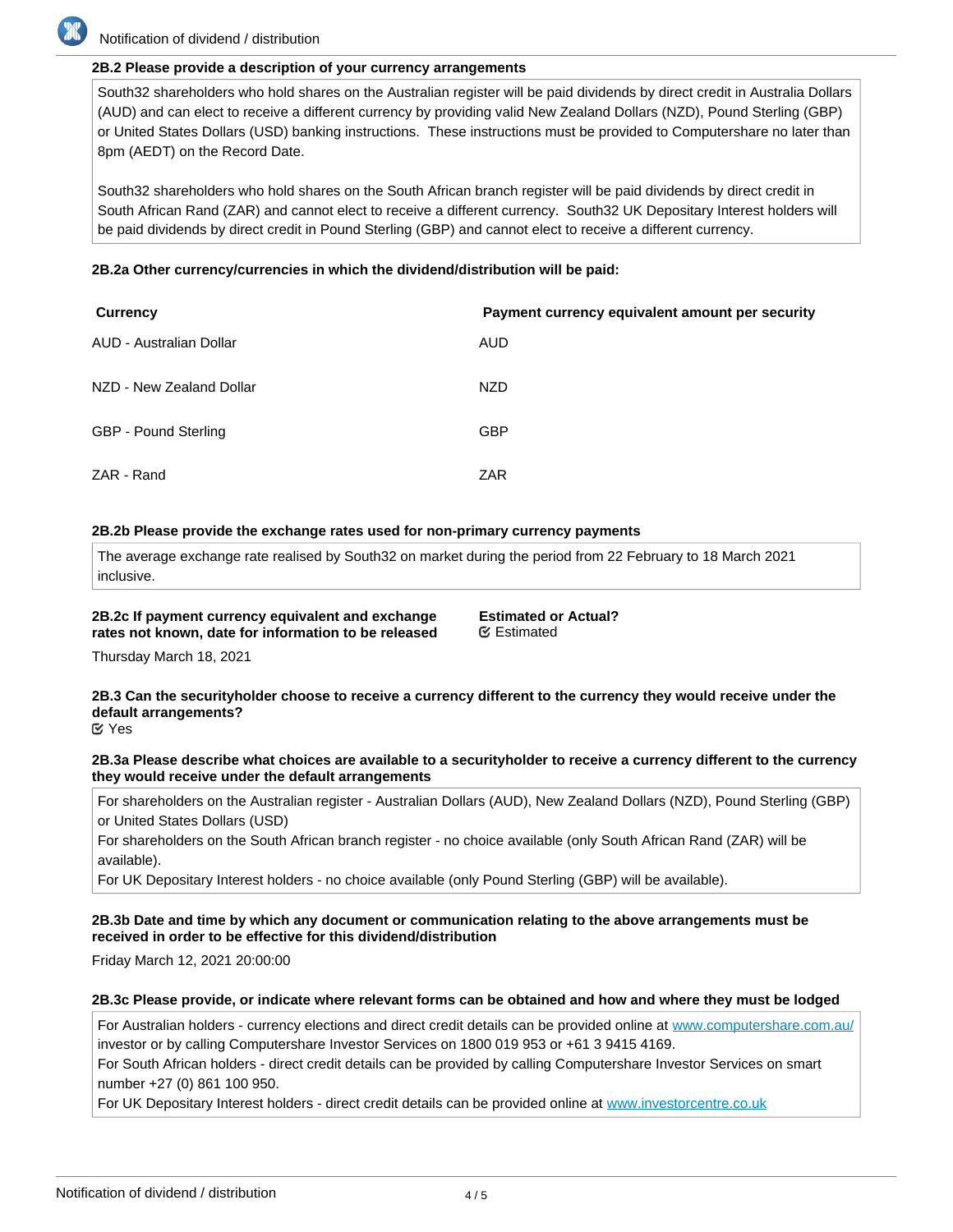**2B.2 Please provide a description of your currency arrangements**

South32 shareholders who hold shares on the Australian register will be paid dividends by direct credit in Australia Dollars (AUD) and can elect to receive a different currency by providing valid New Zealand Dollars (NZD), Pound Sterling (GBP) or United States Dollars (USD) banking instructions. These instructions must be provided to Computershare no later than 8pm (AEDT) on the Record Date.

South32 shareholders who hold shares on the South African branch register will be paid dividends by direct credit in South African Rand (ZAR) and cannot elect to receive a different currency. South32 UK Depositary Interest holders will be paid dividends by direct credit in Pound Sterling (GBP) and cannot elect to receive a different currency.

**2B.2a Other currency/currencies in which the dividend/distribution will be paid:**

| Currency | Payment currency equivalent amount per security |
|---|---|
| AUD - Australian Dollar | AUD |
| NZD - New Zealand Dollar | NZD |
| GBP - Pound Sterling | GBP |
| ZAR - Rand | ZAR |

**2B.2b Please provide the exchange rates used for non-primary currency payments**

The average exchange rate realised by South32 on market during the period from 22 February to 18 March 2021 inclusive.

**2B.2c If payment currency equivalent and exchange rates not known, date for information to be released**

Thursday March 18, 2021

**Estimated or Actual?**

Estimated

**2B.3 Can the securityholder choose to receive a currency different to the currency they would receive under the default arrangements?**

Yes

**2B.3a Please describe what choices are available to a securityholder to receive a currency different to the currency they would receive under the default arrangements**

For shareholders on the Australian register - Australian Dollars (AUD), New Zealand Dollars (NZD), Pound Sterling (GBP) or United States Dollars (USD)
For shareholders on the South African branch register - no choice available (only South African Rand (ZAR) will be available).
For UK Depositary Interest holders - no choice available (only Pound Sterling (GBP) will be available).

**2B.3b Date and time by which any document or communication relating to the above arrangements must be received in order to be effective for this dividend/distribution**

Friday March 12, 2021 20:00:00

**2B.3c Please provide, or indicate where relevant forms can be obtained and how and where they must be lodged**

For Australian holders - currency elections and direct credit details can be provided online at www.computershare.com.au/investor or by calling Computershare Investor Services on 1800 019 953 or +61 3 9415 4169.
For South African holders - direct credit details can be provided by calling Computershare Investor Services on smart number +27 (0) 861 100 950.
For UK Depositary Interest holders - direct credit details can be provided online at www.investorcentre.co.uk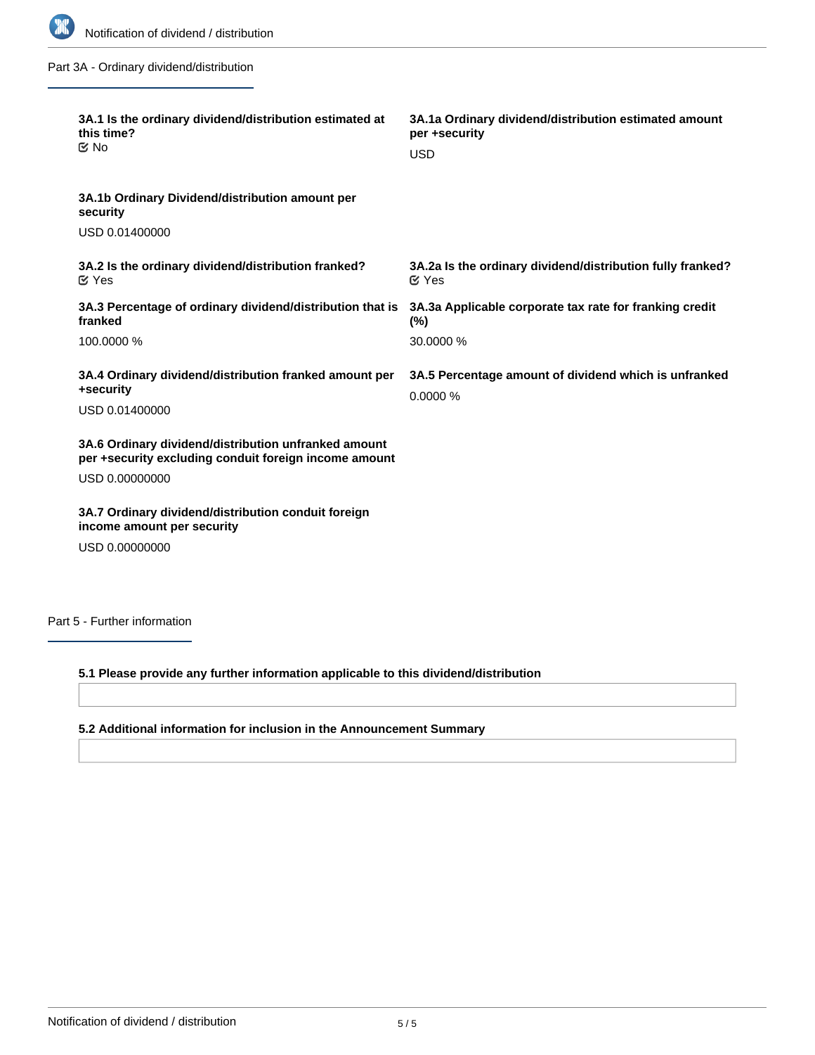## Part 3A - Ordinary dividend/distribution

**3A.1 Is the ordinary dividend/distribution estimated at this time?**
No

**3A.1a Ordinary dividend/distribution estimated amount per +security**
USD

**3A.1b Ordinary Dividend/distribution amount per security**
USD 0.01400000

**3A.2 Is the ordinary dividend/distribution franked?**
Yes

**3A.2a Is the ordinary dividend/distribution fully franked?**
Yes

**3A.3 Percentage of ordinary dividend/distribution that is franked**
100.0000 %

**3A.3a Applicable corporate tax rate for franking credit (%)**
30.0000 %

**3A.4 Ordinary dividend/distribution franked amount per +security**
USD 0.01400000

**3A.5 Percentage amount of dividend which is unfranked**
0.0000 %

**3A.6 Ordinary dividend/distribution unfranked amount per +security excluding conduit foreign income amount**
USD 0.00000000

**3A.7 Ordinary dividend/distribution conduit foreign income amount per security**
USD 0.00000000

## Part 5 - Further information

**5.1 Please provide any further information applicable to this dividend/distribution**

**5.2 Additional information for inclusion in the Announcement Summary**